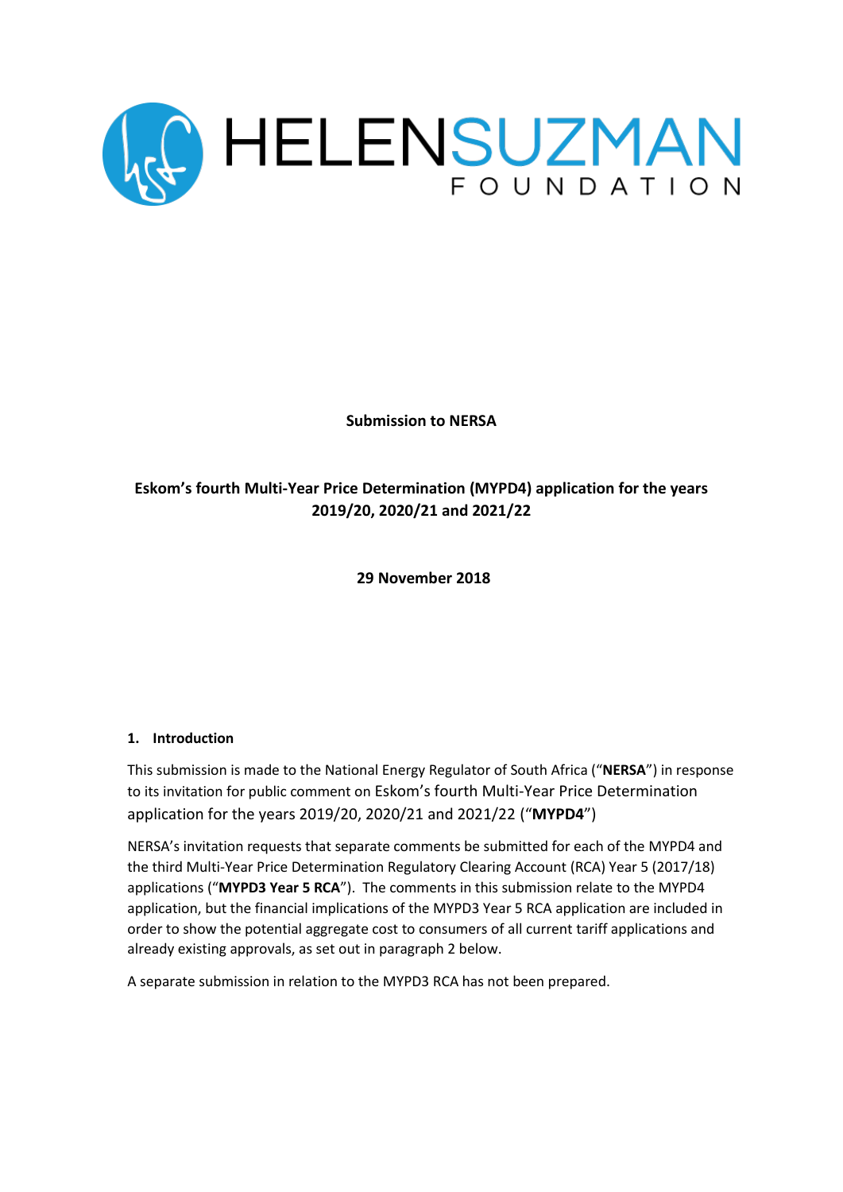HELEN SUZMAN FOUNDATION

**Submission to NERSA**

**Eskom's fourth Multi-Year Price Determination (MYPD4) application for the years 2019/20, 2020/21 and 2021/22**

**29 November 2018**

## 1. Introduction

This submission is made to the National Energy Regulator of South Africa ("**NERSA**") in response to its invitation for public comment on Eskom's fourth Multi-Year Price Determination application for the years 2019/20, 2020/21 and 2021/22 ("**MYPD4**")

NERSA's invitation requests that separate comments be submitted for each of the MYPD4 and the third Multi-Year Price Determination Regulatory Clearing Account (RCA) Year 5 (2017/18) applications ("**MYPD3 Year 5 RCA**"). The comments in this submission relate to the MYPD4 application, but the financial implications of the MYPD3 Year 5 RCA application are included in order to show the potential aggregate cost to consumers of all current tariff applications and already existing approvals, as set out in paragraph 2 below.

A separate submission in relation to the MYPD3 RCA has not been prepared.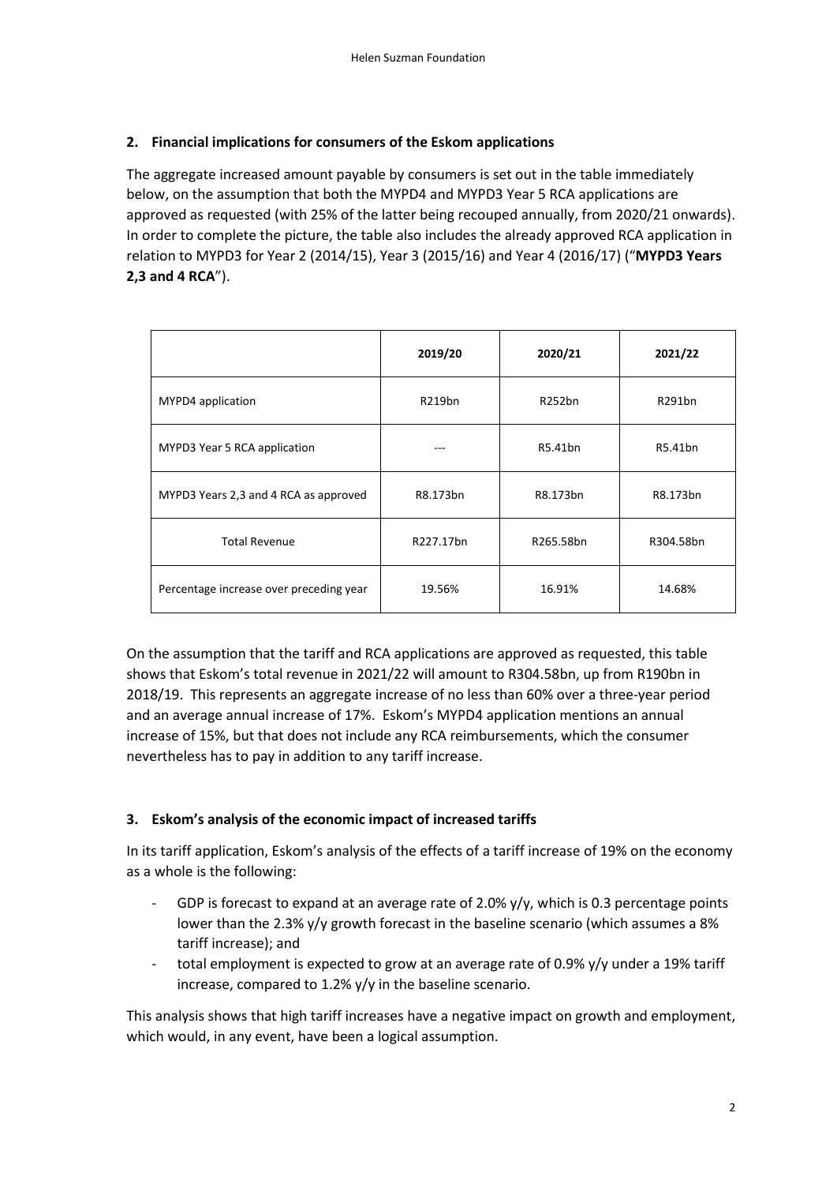## 2. Financial implications for consumers of the Eskom applications

The aggregate increased amount payable by consumers is set out in the table immediately below, on the assumption that both the MYPD4 and MYPD3 Year 5 RCA applications are approved as requested (with 25% of the latter being recouped annually, from 2020/21 onwards). In order to complete the picture, the table also includes the already approved RCA application in relation to MYPD3 for Year 2 (2014/15), Year 3 (2015/16) and Year 4 (2016/17) ("**MYPD3 Years 2,3 and 4 RCA**").

| | 2019/20 | 2020/21 | 2021/22 |
|---|---|---|---|
| MYPD4 application | R219bn | R252bn | R291bn |
| MYPD3 Year 5 RCA application | --- | R5.41bn | R5.41bn |
| MYPD3 Years 2,3 and 4 RCA as approved | R8.173bn | R8.173bn | R8.173bn |
| Total Revenue | R227.17bn | R265.58bn | R304.58bn |
| Percentage increase over preceding year | 19.56% | 16.91% | 14.68% |

On the assumption that the tariff and RCA applications are approved as requested, this table shows that Eskom's total revenue in 2021/22 will amount to R304.58bn, up from R190bn in 2018/19. This represents an aggregate increase of no less than 60% over a three-year period and an average annual increase of 17%. Eskom's MYPD4 application mentions an annual increase of 15%, but that does not include any RCA reimbursements, which the consumer nevertheless has to pay in addition to any tariff increase.

## 3. Eskom's analysis of the economic impact of increased tariffs

In its tariff application, Eskom's analysis of the effects of a tariff increase of 19% on the economy as a whole is the following:

- GDP is forecast to expand at an average rate of 2.0% y/y, which is 0.3 percentage points lower than the 2.3% y/y growth forecast in the baseline scenario (which assumes a 8% tariff increase); and
- total employment is expected to grow at an average rate of 0.9% y/y under a 19% tariff increase, compared to 1.2% y/y in the baseline scenario.

This analysis shows that high tariff increases have a negative impact on growth and employment, which would, in any event, have been a logical assumption.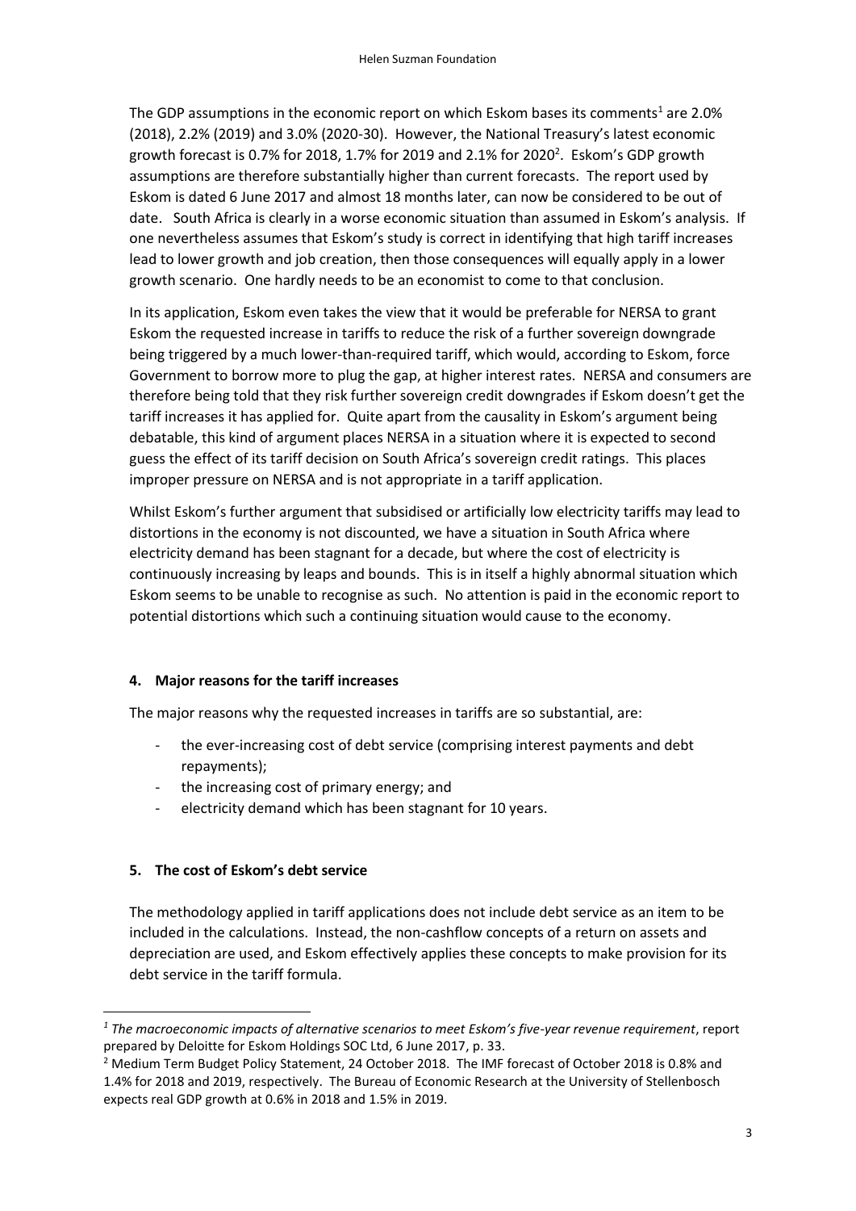The GDP assumptions in the economic report on which Eskom bases its comments[1] are 2.0% (2018), 2.2% (2019) and 3.0% (2020-30). However, the National Treasury's latest economic growth forecast is 0.7% for 2018, 1.7% for 2019 and 2.1% for 2020[2]. Eskom's GDP growth assumptions are therefore substantially higher than current forecasts. The report used by Eskom is dated 6 June 2017 and almost 18 months later, can now be considered to be out of date. South Africa is clearly in a worse economic situation than assumed in Eskom's analysis. If one nevertheless assumes that Eskom's study is correct in identifying that high tariff increases lead to lower growth and job creation, then those consequences will equally apply in a lower growth scenario. One hardly needs to be an economist to come to that conclusion.

In its application, Eskom even takes the view that it would be preferable for NERSA to grant Eskom the requested increase in tariffs to reduce the risk of a further sovereign downgrade being triggered by a much lower-than-required tariff, which would, according to Eskom, force Government to borrow more to plug the gap, at higher interest rates. NERSA and consumers are therefore being told that they risk further sovereign credit downgrades if Eskom doesn't get the tariff increases it has applied for. Quite apart from the causality in Eskom's argument being debatable, this kind of argument places NERSA in a situation where it is expected to second guess the effect of its tariff decision on South Africa's sovereign credit ratings. This places improper pressure on NERSA and is not appropriate in a tariff application.

Whilst Eskom's further argument that subsidised or artificially low electricity tariffs may lead to distortions in the economy is not discounted, we have a situation in South Africa where electricity demand has been stagnant for a decade, but where the cost of electricity is continuously increasing by leaps and bounds. This is in itself a highly abnormal situation which Eskom seems to be unable to recognise as such. No attention is paid in the economic report to potential distortions which such a continuing situation would cause to the economy.

## 4. Major reasons for the tariff increases

The major reasons why the requested increases in tariffs are so substantial, are:

- the ever-increasing cost of debt service (comprising interest payments and debt repayments);
- the increasing cost of primary energy; and
- electricity demand which has been stagnant for 10 years.

## 5. The cost of Eskom's debt service

The methodology applied in tariff applications does not include debt service as an item to be included in the calculations. Instead, the non-cashflow concepts of a return on assets and depreciation are used, and Eskom effectively applies these concepts to make provision for its debt service in the tariff formula.

---

[1] *The macroeconomic impacts of alternative scenarios to meet Eskom's five-year revenue requirement*, report prepared by Deloitte for Eskom Holdings SOC Ltd, 6 June 2017, p. 33.

[2] Medium Term Budget Policy Statement, 24 October 2018. The IMF forecast of October 2018 is 0.8% and 1.4% for 2018 and 2019, respectively. The Bureau of Economic Research at the University of Stellenbosch expects real GDP growth at 0.6% in 2018 and 1.5% in 2019.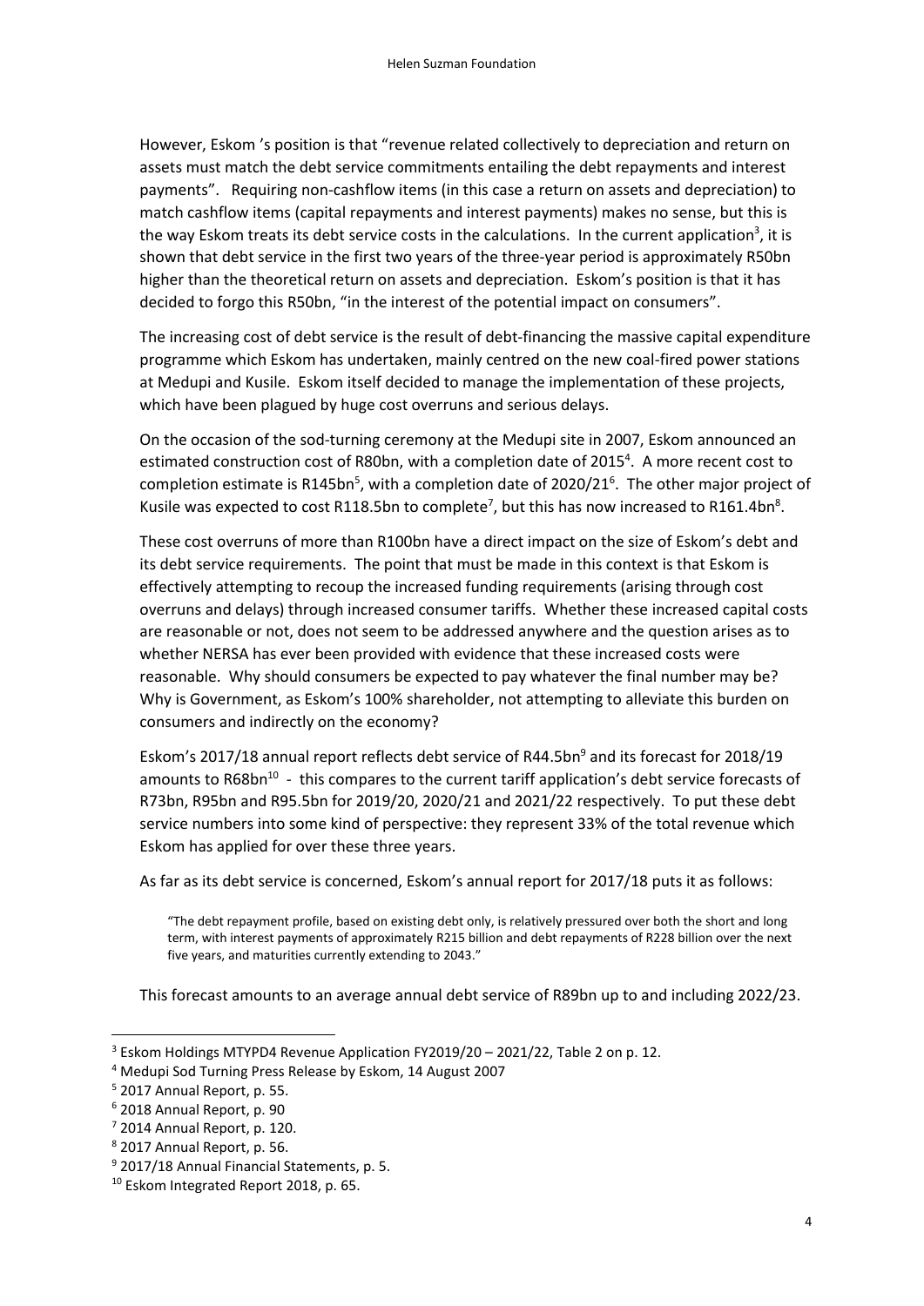However, Eskom 's position is that "revenue related collectively to depreciation and return on assets must match the debt service commitments entailing the debt repayments and interest payments". Requiring non-cashflow items (in this case a return on assets and depreciation) to match cashflow items (capital repayments and interest payments) makes no sense, but this is the way Eskom treats its debt service costs in the calculations. In the current application[3], it is shown that debt service in the first two years of the three-year period is approximately R50bn higher than the theoretical return on assets and depreciation. Eskom's position is that it has decided to forgo this R50bn, "in the interest of the potential impact on consumers".

The increasing cost of debt service is the result of debt-financing the massive capital expenditure programme which Eskom has undertaken, mainly centred on the new coal-fired power stations at Medupi and Kusile. Eskom itself decided to manage the implementation of these projects, which have been plagued by huge cost overruns and serious delays.

On the occasion of the sod-turning ceremony at the Medupi site in 2007, Eskom announced an estimated construction cost of R80bn, with a completion date of 2015[4]. A more recent cost to completion estimate is R145bn[5], with a completion date of 2020/21[6]. The other major project of Kusile was expected to cost R118.5bn to complete[7], but this has now increased to R161.4bn[8].

These cost overruns of more than R100bn have a direct impact on the size of Eskom's debt and its debt service requirements. The point that must be made in this context is that Eskom is effectively attempting to recoup the increased funding requirements (arising through cost overruns and delays) through increased consumer tariffs. Whether these increased capital costs are reasonable or not, does not seem to be addressed anywhere and the question arises as to whether NERSA has ever been provided with evidence that these increased costs were reasonable. Why should consumers be expected to pay whatever the final number may be? Why is Government, as Eskom's 100% shareholder, not attempting to alleviate this burden on consumers and indirectly on the economy?

Eskom's 2017/18 annual report reflects debt service of R44.5bn[9] and its forecast for 2018/19 amounts to R68bn[10] - this compares to the current tariff application's debt service forecasts of R73bn, R95bn and R95.5bn for 2019/20, 2020/21 and 2021/22 respectively. To put these debt service numbers into some kind of perspective: they represent 33% of the total revenue which Eskom has applied for over these three years.

As far as its debt service is concerned, Eskom's annual report for 2017/18 puts it as follows:

> "The debt repayment profile, based on existing debt only, is relatively pressured over both the short and long term, with interest payments of approximately R215 billion and debt repayments of R228 billion over the next five years, and maturities currently extending to 2043."

This forecast amounts to an average annual debt service of R89bn up to and including 2022/23.

---

[3] Eskom Holdings MTYPD4 Revenue Application FY2019/20 – 2021/22, Table 2 on p. 12.

[4] Medupi Sod Turning Press Release by Eskom, 14 August 2007

[5] 2017 Annual Report, p. 55.

[6] 2018 Annual Report, p. 90

[7] 2014 Annual Report, p. 120.

[8] 2017 Annual Report, p. 56.

[9] 2017/18 Annual Financial Statements, p. 5.

[10] Eskom Integrated Report 2018, p. 65.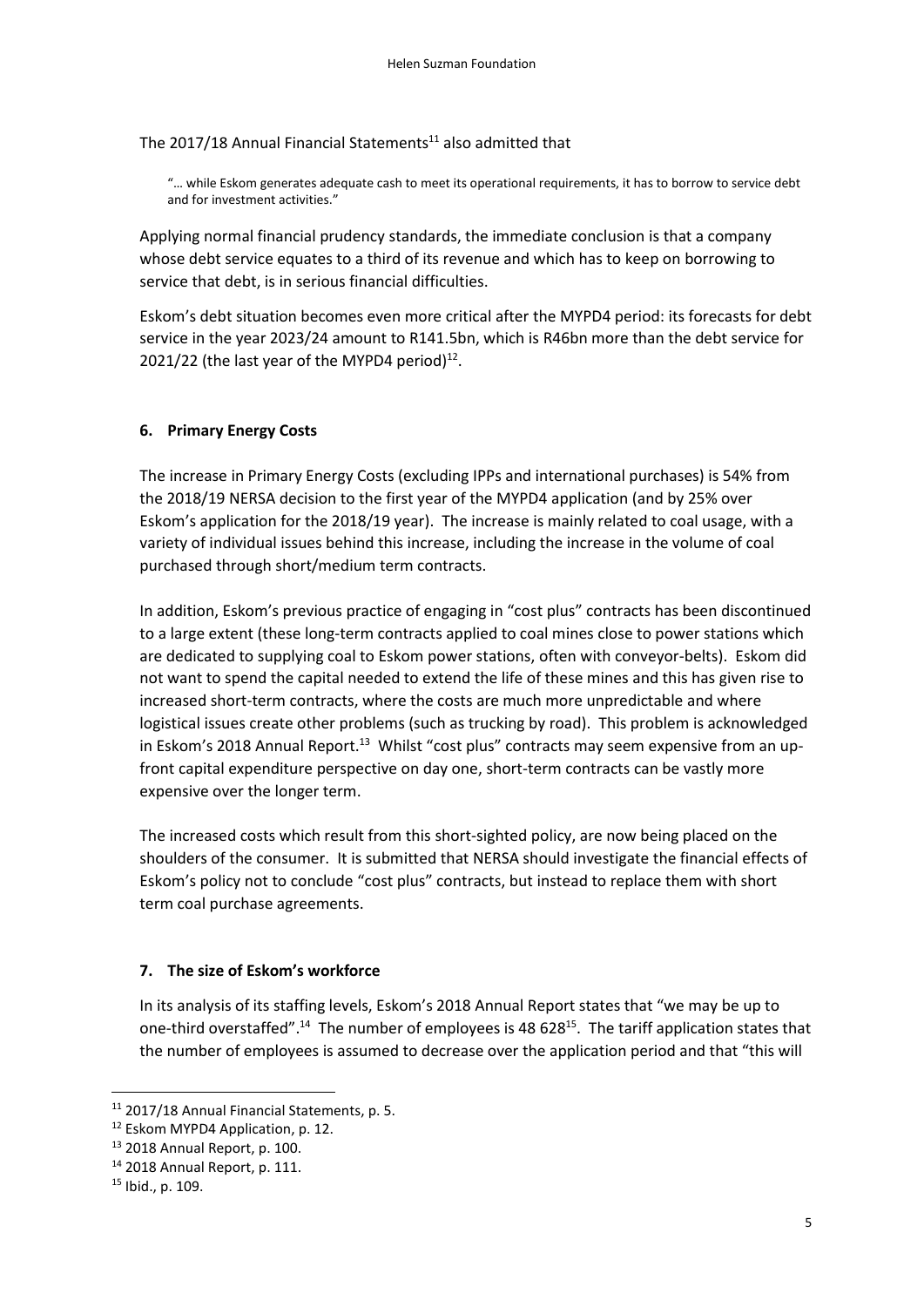The 2017/18 Annual Financial Statements[11] also admitted that

> "… while Eskom generates adequate cash to meet its operational requirements, it has to borrow to service debt and for investment activities."

Applying normal financial prudency standards, the immediate conclusion is that a company whose debt service equates to a third of its revenue and which has to keep on borrowing to service that debt, is in serious financial difficulties.

Eskom's debt situation becomes even more critical after the MYPD4 period: its forecasts for debt service in the year 2023/24 amount to R141.5bn, which is R46bn more than the debt service for 2021/22 (the last year of the MYPD4 period)[12].

## 6. Primary Energy Costs

The increase in Primary Energy Costs (excluding IPPs and international purchases) is 54% from the 2018/19 NERSA decision to the first year of the MYPD4 application (and by 25% over Eskom's application for the 2018/19 year). The increase is mainly related to coal usage, with a variety of individual issues behind this increase, including the increase in the volume of coal purchased through short/medium term contracts.

In addition, Eskom's previous practice of engaging in "cost plus" contracts has been discontinued to a large extent (these long-term contracts applied to coal mines close to power stations which are dedicated to supplying coal to Eskom power stations, often with conveyor-belts). Eskom did not want to spend the capital needed to extend the life of these mines and this has given rise to increased short-term contracts, where the costs are much more unpredictable and where logistical issues create other problems (such as trucking by road). This problem is acknowledged in Eskom's 2018 Annual Report.[13] Whilst "cost plus" contracts may seem expensive from an up-front capital expenditure perspective on day one, short-term contracts can be vastly more expensive over the longer term.

The increased costs which result from this short-sighted policy, are now being placed on the shoulders of the consumer. It is submitted that NERSA should investigate the financial effects of Eskom's policy not to conclude "cost plus" contracts, but instead to replace them with short term coal purchase agreements.

## 7. The size of Eskom's workforce

In its analysis of its staffing levels, Eskom's 2018 Annual Report states that "we may be up to one-third overstaffed".[14] The number of employees is 48 628[15]. The tariff application states that the number of employees is assumed to decrease over the application period and that "this will

---

[11] 2017/18 Annual Financial Statements, p. 5.

[12] Eskom MYPD4 Application, p. 12.

[13] 2018 Annual Report, p. 100.

[14] 2018 Annual Report, p. 111.

[15] Ibid., p. 109.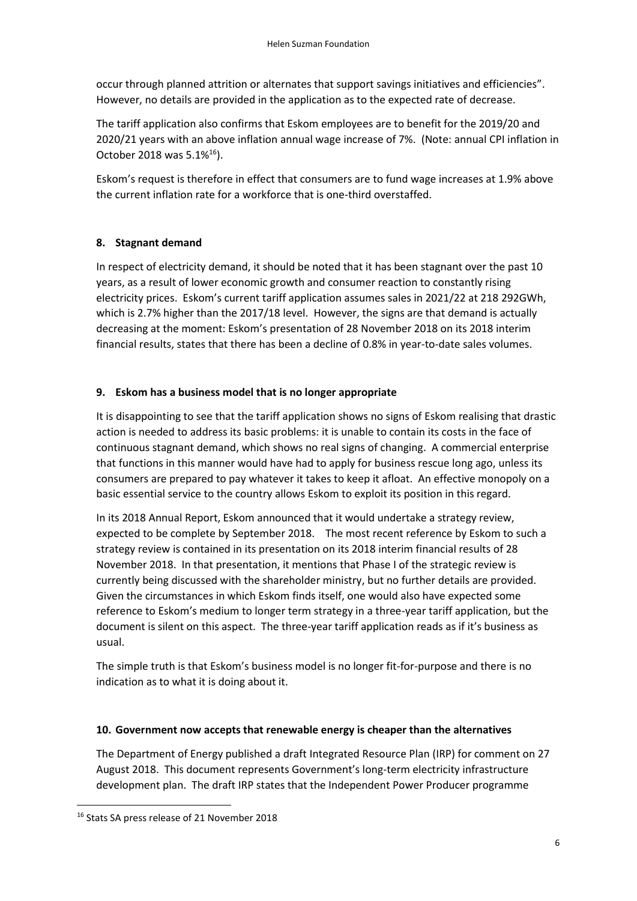occur through planned attrition or alternates that support savings initiatives and efficiencies". However, no details are provided in the application as to the expected rate of decrease.

The tariff application also confirms that Eskom employees are to benefit for the 2019/20 and 2020/21 years with an above inflation annual wage increase of 7%. (Note: annual CPI inflation in October 2018 was 5.1%[16]).

Eskom's request is therefore in effect that consumers are to fund wage increases at 1.9% above the current inflation rate for a workforce that is one-third overstaffed.

## 8. Stagnant demand

In respect of electricity demand, it should be noted that it has been stagnant over the past 10 years, as a result of lower economic growth and consumer reaction to constantly rising electricity prices. Eskom's current tariff application assumes sales in 2021/22 at 218 292GWh, which is 2.7% higher than the 2017/18 level. However, the signs are that demand is actually decreasing at the moment: Eskom's presentation of 28 November 2018 on its 2018 interim financial results, states that there has been a decline of 0.8% in year-to-date sales volumes.

## 9. Eskom has a business model that is no longer appropriate

It is disappointing to see that the tariff application shows no signs of Eskom realising that drastic action is needed to address its basic problems: it is unable to contain its costs in the face of continuous stagnant demand, which shows no real signs of changing. A commercial enterprise that functions in this manner would have had to apply for business rescue long ago, unless its consumers are prepared to pay whatever it takes to keep it afloat. An effective monopoly on a basic essential service to the country allows Eskom to exploit its position in this regard.

In its 2018 Annual Report, Eskom announced that it would undertake a strategy review, expected to be complete by September 2018. The most recent reference by Eskom to such a strategy review is contained in its presentation on its 2018 interim financial results of 28 November 2018. In that presentation, it mentions that Phase I of the strategic review is currently being discussed with the shareholder ministry, but no further details are provided. Given the circumstances in which Eskom finds itself, one would also have expected some reference to Eskom's medium to longer term strategy in a three-year tariff application, but the document is silent on this aspect. The three-year tariff application reads as if it's business as usual.

The simple truth is that Eskom's business model is no longer fit-for-purpose and there is no indication as to what it is doing about it.

## 10. Government now accepts that renewable energy is cheaper than the alternatives

The Department of Energy published a draft Integrated Resource Plan (IRP) for comment on 27 August 2018. This document represents Government's long-term electricity infrastructure development plan. The draft IRP states that the Independent Power Producer programme

[16] Stats SA press release of 21 November 2018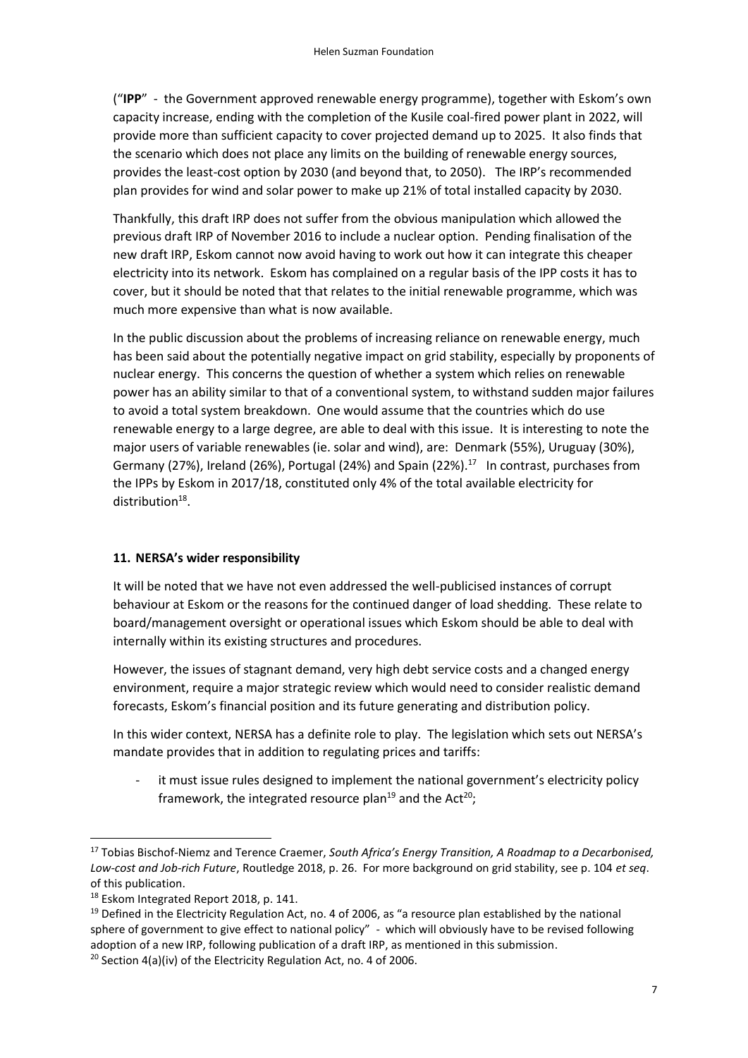("**IPP**" - the Government approved renewable energy programme), together with Eskom's own capacity increase, ending with the completion of the Kusile coal-fired power plant in 2022, will provide more than sufficient capacity to cover projected demand up to 2025. It also finds that the scenario which does not place any limits on the building of renewable energy sources, provides the least-cost option by 2030 (and beyond that, to 2050). The IRP's recommended plan provides for wind and solar power to make up 21% of total installed capacity by 2030.

Thankfully, this draft IRP does not suffer from the obvious manipulation which allowed the previous draft IRP of November 2016 to include a nuclear option. Pending finalisation of the new draft IRP, Eskom cannot now avoid having to work out how it can integrate this cheaper electricity into its network. Eskom has complained on a regular basis of the IPP costs it has to cover, but it should be noted that that relates to the initial renewable programme, which was much more expensive than what is now available.

In the public discussion about the problems of increasing reliance on renewable energy, much has been said about the potentially negative impact on grid stability, especially by proponents of nuclear energy. This concerns the question of whether a system which relies on renewable power has an ability similar to that of a conventional system, to withstand sudden major failures to avoid a total system breakdown. One would assume that the countries which do use renewable energy to a large degree, are able to deal with this issue. It is interesting to note the major users of variable renewables (ie. solar and wind), are: Denmark (55%), Uruguay (30%), Germany (27%), Ireland (26%), Portugal (24%) and Spain (22%).[17] In contrast, purchases from the IPPs by Eskom in 2017/18, constituted only 4% of the total available electricity for distribution[18].

## 11. NERSA's wider responsibility

It will be noted that we have not even addressed the well-publicised instances of corrupt behaviour at Eskom or the reasons for the continued danger of load shedding. These relate to board/management oversight or operational issues which Eskom should be able to deal with internally within its existing structures and procedures.

However, the issues of stagnant demand, very high debt service costs and a changed energy environment, require a major strategic review which would need to consider realistic demand forecasts, Eskom's financial position and its future generating and distribution policy.

In this wider context, NERSA has a definite role to play. The legislation which sets out NERSA's mandate provides that in addition to regulating prices and tariffs:

- it must issue rules designed to implement the national government's electricity policy framework, the integrated resource plan[19] and the Act[20];

---

[17] Tobias Bischof-Niemz and Terence Craemer, *South Africa's Energy Transition, A Roadmap to a Decarbonised, Low-cost and Job-rich Future*, Routledge 2018, p. 26. For more background on grid stability, see p. 104 *et seq*. of this publication.

[18] Eskom Integrated Report 2018, p. 141.

[19] Defined in the Electricity Regulation Act, no. 4 of 2006, as "a resource plan established by the national sphere of government to give effect to national policy" - which will obviously have to be revised following adoption of a new IRP, following publication of a draft IRP, as mentioned in this submission.

[20] Section 4(a)(iv) of the Electricity Regulation Act, no. 4 of 2006.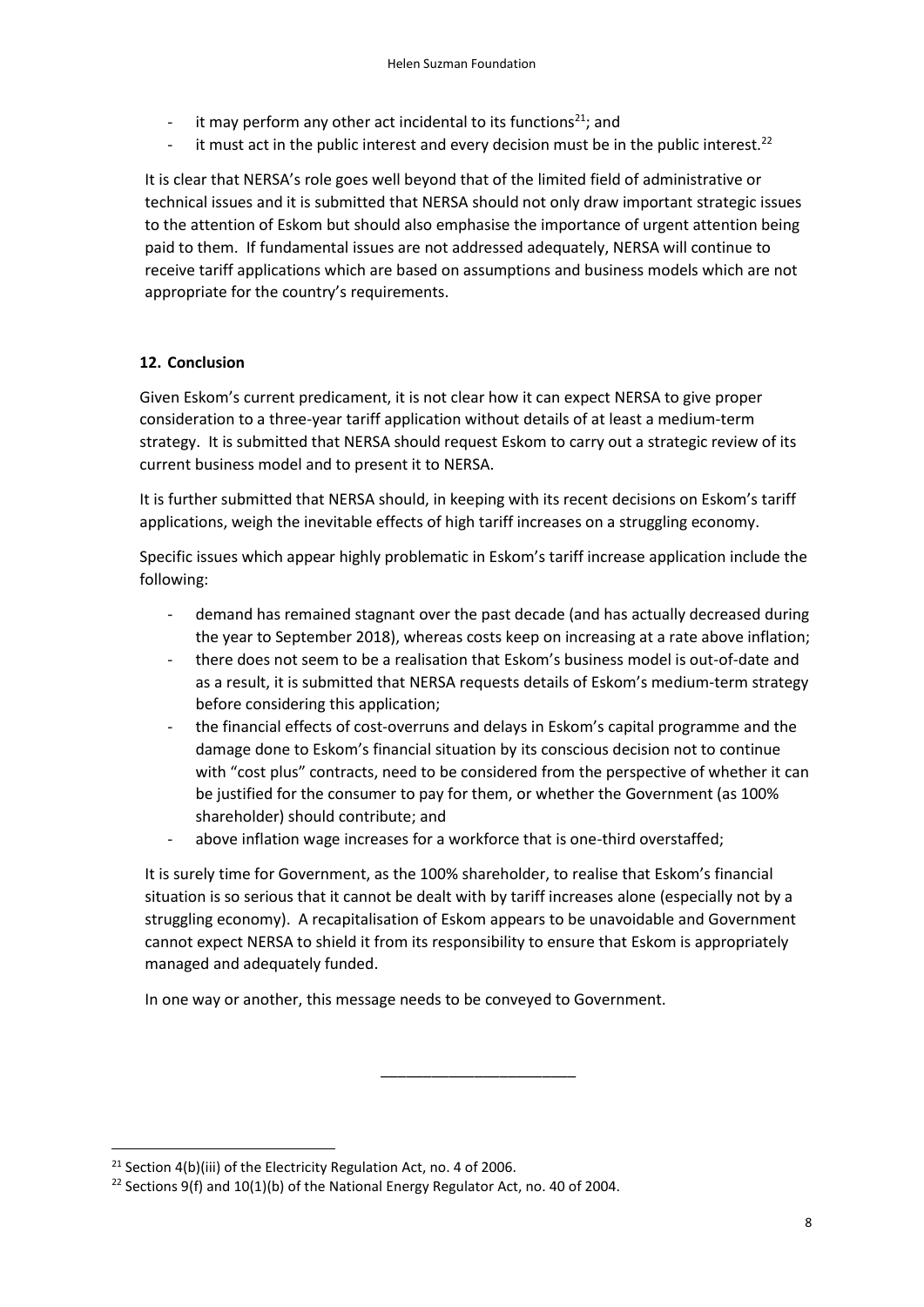- it may perform any other act incidental to its functions[21]; and
- it must act in the public interest and every decision must be in the public interest.[22]

It is clear that NERSA's role goes well beyond that of the limited field of administrative or technical issues and it is submitted that NERSA should not only draw important strategic issues to the attention of Eskom but should also emphasise the importance of urgent attention being paid to them. If fundamental issues are not addressed adequately, NERSA will continue to receive tariff applications which are based on assumptions and business models which are not appropriate for the country's requirements.

## 12. Conclusion

Given Eskom's current predicament, it is not clear how it can expect NERSA to give proper consideration to a three-year tariff application without details of at least a medium-term strategy. It is submitted that NERSA should request Eskom to carry out a strategic review of its current business model and to present it to NERSA.

It is further submitted that NERSA should, in keeping with its recent decisions on Eskom's tariff applications, weigh the inevitable effects of high tariff increases on a struggling economy.

Specific issues which appear highly problematic in Eskom's tariff increase application include the following:

- demand has remained stagnant over the past decade (and has actually decreased during the year to September 2018), whereas costs keep on increasing at a rate above inflation;
- there does not seem to be a realisation that Eskom's business model is out-of-date and as a result, it is submitted that NERSA requests details of Eskom's medium-term strategy before considering this application;
- the financial effects of cost-overruns and delays in Eskom's capital programme and the damage done to Eskom's financial situation by its conscious decision not to continue with "cost plus" contracts, need to be considered from the perspective of whether it can be justified for the consumer to pay for them, or whether the Government (as 100% shareholder) should contribute; and
- above inflation wage increases for a workforce that is one-third overstaffed;

It is surely time for Government, as the 100% shareholder, to realise that Eskom's financial situation is so serious that it cannot be dealt with by tariff increases alone (especially not by a struggling economy). A recapitalisation of Eskom appears to be unavoidable and Government cannot expect NERSA to shield it from its responsibility to ensure that Eskom is appropriately managed and adequately funded.

In one way or another, this message needs to be conveyed to Government.

---

[21] Section 4(b)(iii) of the Electricity Regulation Act, no. 4 of 2006.

[22] Sections 9(f) and 10(1)(b) of the National Energy Regulator Act, no. 40 of 2004.